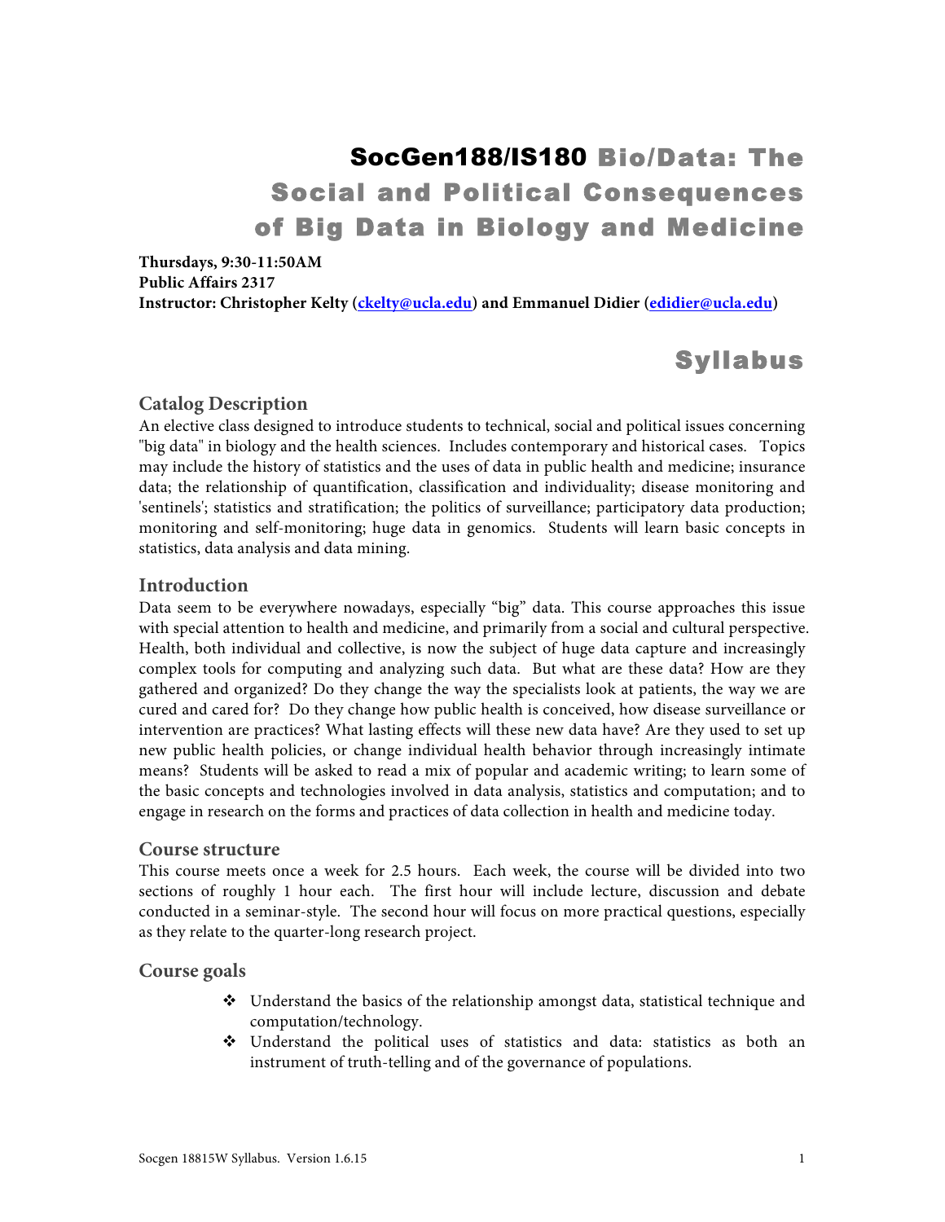# SocGen188/IS180 Bio/Data: The Social and Political Consequences of Big Data in Biology and Medicine

**Thursdays, 9:30-11:50AM**
**Public Affairs 2317**
**Instructor: Christopher Kelty (ckelty@ucla.edu) and Emmanuel Didier (edidier@ucla.edu)**

# Syllabus

## Catalog Description

An elective class designed to introduce students to technical, social and political issues concerning "big data" in biology and the health sciences. Includes contemporary and historical cases. Topics may include the history of statistics and the uses of data in public health and medicine; insurance data; the relationship of quantification, classification and individuality; disease monitoring and 'sentinels'; statistics and stratification; the politics of surveillance; participatory data production; monitoring and self-monitoring; huge data in genomics. Students will learn basic concepts in statistics, data analysis and data mining.

## Introduction

Data seem to be everywhere nowadays, especially "big" data. This course approaches this issue with special attention to health and medicine, and primarily from a social and cultural perspective. Health, both individual and collective, is now the subject of huge data capture and increasingly complex tools for computing and analyzing such data. But what are these data? How are they gathered and organized? Do they change the way the specialists look at patients, the way we are cured and cared for? Do they change how public health is conceived, how disease surveillance or intervention are practices? What lasting effects will these new data have? Are they used to set up new public health policies, or change individual health behavior through increasingly intimate means? Students will be asked to read a mix of popular and academic writing; to learn some of the basic concepts and technologies involved in data analysis, statistics and computation; and to engage in research on the forms and practices of data collection in health and medicine today.

## Course structure

This course meets once a week for 2.5 hours. Each week, the course will be divided into two sections of roughly 1 hour each. The first hour will include lecture, discussion and debate conducted in a seminar-style. The second hour will focus on more practical questions, especially as they relate to the quarter-long research project.

## Course goals

- Understand the basics of the relationship amongst data, statistical technique and computation/technology.
- Understand the political uses of statistics and data: statistics as both an instrument of truth-telling and of the governance of populations.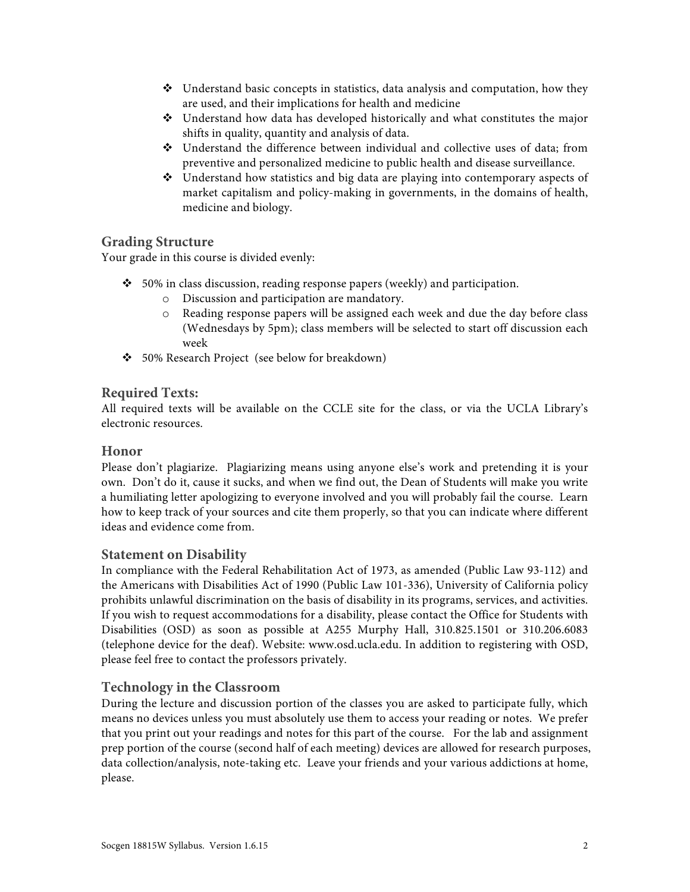- Understand basic concepts in statistics, data analysis and computation, how they are used, and their implications for health and medicine
- Understand how data has developed historically and what constitutes the major shifts in quality, quantity and analysis of data.
- Understand the difference between individual and collective uses of data; from preventive and personalized medicine to public health and disease surveillance.
- Understand how statistics and big data are playing into contemporary aspects of market capitalism and policy-making in governments, in the domains of health, medicine and biology.

## Grading Structure

Your grade in this course is divided evenly:

- 50% in class discussion, reading response papers (weekly) and participation.
  - Discussion and participation are mandatory.
  - Reading response papers will be assigned each week and due the day before class (Wednesdays by 5pm); class members will be selected to start off discussion each week
- 50% Research Project (see below for breakdown)

## Required Texts:

All required texts will be available on the CCLE site for the class, or via the UCLA Library's electronic resources.

## Honor

Please don't plagiarize. Plagiarizing means using anyone else's work and pretending it is your own. Don't do it, cause it sucks, and when we find out, the Dean of Students will make you write a humiliating letter apologizing to everyone involved and you will probably fail the course. Learn how to keep track of your sources and cite them properly, so that you can indicate where different ideas and evidence come from.

## Statement on Disability

In compliance with the Federal Rehabilitation Act of 1973, as amended (Public Law 93-112) and the Americans with Disabilities Act of 1990 (Public Law 101-336), University of California policy prohibits unlawful discrimination on the basis of disability in its programs, services, and activities. If you wish to request accommodations for a disability, please contact the Office for Students with Disabilities (OSD) as soon as possible at A255 Murphy Hall, 310.825.1501 or 310.206.6083 (telephone device for the deaf). Website: www.osd.ucla.edu. In addition to registering with OSD, please feel free to contact the professors privately.

## Technology in the Classroom

During the lecture and discussion portion of the classes you are asked to participate fully, which means no devices unless you must absolutely use them to access your reading or notes. We prefer that you print out your readings and notes for this part of the course. For the lab and assignment prep portion of the course (second half of each meeting) devices are allowed for research purposes, data collection/analysis, note-taking etc. Leave your friends and your various addictions at home, please.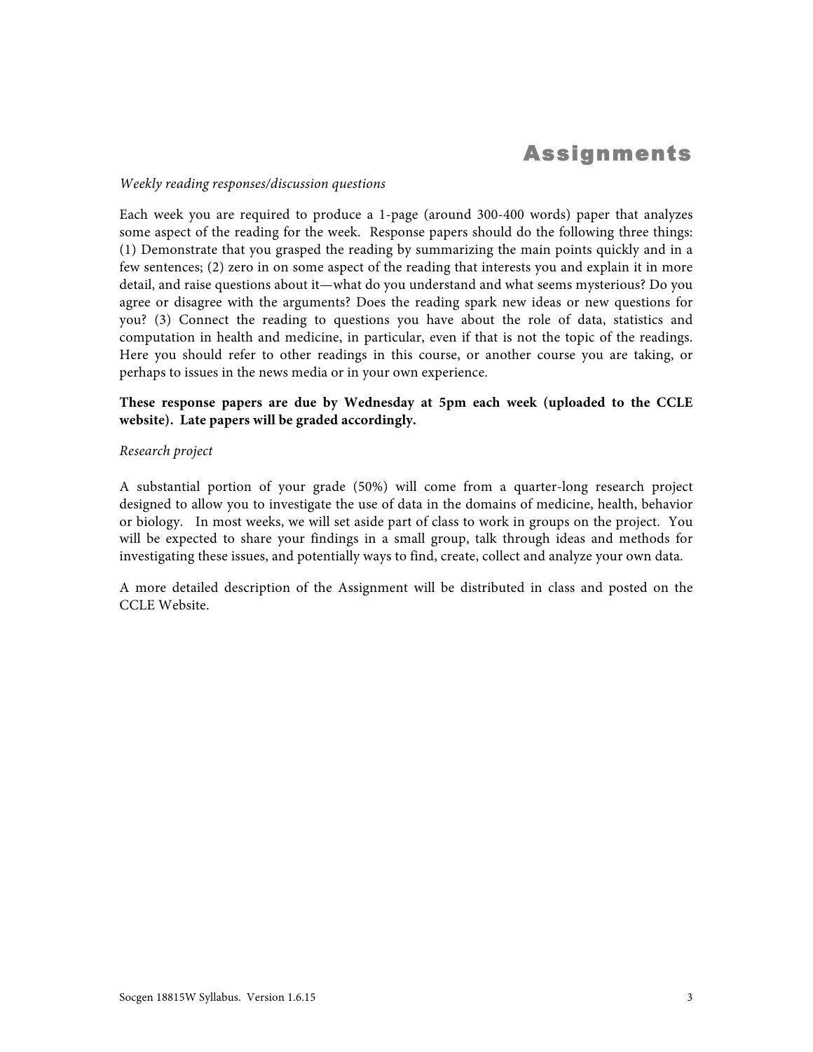# Assignments

*Weekly reading responses/discussion questions*

Each week you are required to produce a 1-page (around 300-400 words) paper that analyzes some aspect of the reading for the week. Response papers should do the following three things: (1) Demonstrate that you grasped the reading by summarizing the main points quickly and in a few sentences; (2) zero in on some aspect of the reading that interests you and explain it in more detail, and raise questions about it—what do you understand and what seems mysterious? Do you agree or disagree with the arguments? Does the reading spark new ideas or new questions for you? (3) Connect the reading to questions you have about the role of data, statistics and computation in health and medicine, in particular, even if that is not the topic of the readings. Here you should refer to other readings in this course, or another course you are taking, or perhaps to issues in the news media or in your own experience.

**These response papers are due by Wednesday at 5pm each week (uploaded to the CCLE website). Late papers will be graded accordingly.**

*Research project*

A substantial portion of your grade (50%) will come from a quarter-long research project designed to allow you to investigate the use of data in the domains of medicine, health, behavior or biology. In most weeks, we will set aside part of class to work in groups on the project. You will be expected to share your findings in a small group, talk through ideas and methods for investigating these issues, and potentially ways to find, create, collect and analyze your own data.

A more detailed description of the Assignment will be distributed in class and posted on the CCLE Website.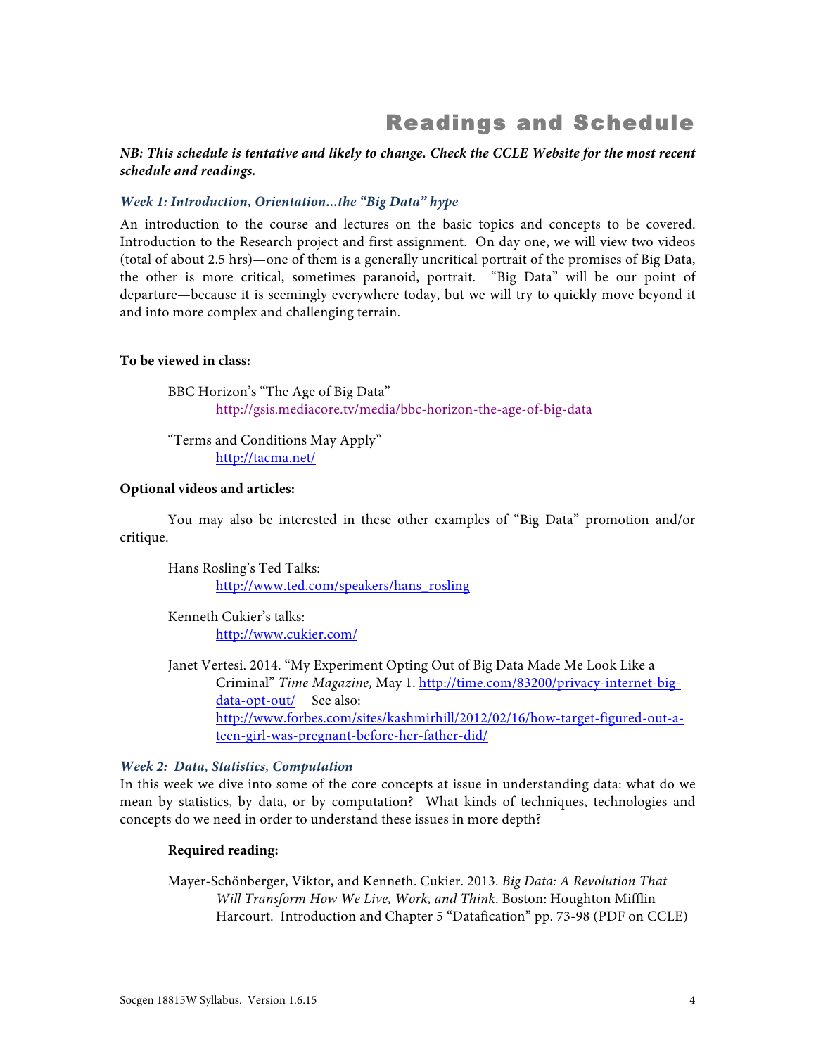# Readings and Schedule

***NB: This schedule is tentative and likely to change. Check the CCLE Website for the most recent schedule and readings.***

### *Week 1: Introduction, Orientation...the "Big Data" hype*

An introduction to the course and lectures on the basic topics and concepts to be covered. Introduction to the Research project and first assignment. On day one, we will view two videos (total of about 2.5 hrs)—one of them is a generally uncritical portrait of the promises of Big Data, the other is more critical, sometimes paranoid, portrait. "Big Data" will be our point of departure—because it is seemingly everywhere today, but we will try to quickly move beyond it and into more complex and challenging terrain.

**To be viewed in class:**

BBC Horizon's "The Age of Big Data"
http://gsis.mediacore.tv/media/bbc-horizon-the-age-of-big-data

"Terms and Conditions May Apply"
http://tacma.net/

**Optional videos and articles:**

You may also be interested in these other examples of "Big Data" promotion and/or critique.

Hans Rosling's Ted Talks:
http://www.ted.com/speakers/hans_rosling

Kenneth Cukier's talks:
http://www.cukier.com/

Janet Vertesi. 2014. "My Experiment Opting Out of Big Data Made Me Look Like a Criminal" *Time Magazine,* May 1. http://time.com/83200/privacy-internet-big-data-opt-out/ See also: http://www.forbes.com/sites/kashmirhill/2012/02/16/how-target-figured-out-a-teen-girl-was-pregnant-before-her-father-did/

### *Week 2: Data, Statistics, Computation*

In this week we dive into some of the core concepts at issue in understanding data: what do we mean by statistics, by data, or by computation? What kinds of techniques, technologies and concepts do we need in order to understand these issues in more depth?

**Required reading:**

Mayer-Schönberger, Viktor, and Kenneth. Cukier. 2013. *Big Data: A Revolution That Will Transform How We Live, Work, and Think*. Boston: Houghton Mifflin Harcourt. Introduction and Chapter 5 "Datafication" pp. 73-98 (PDF on CCLE)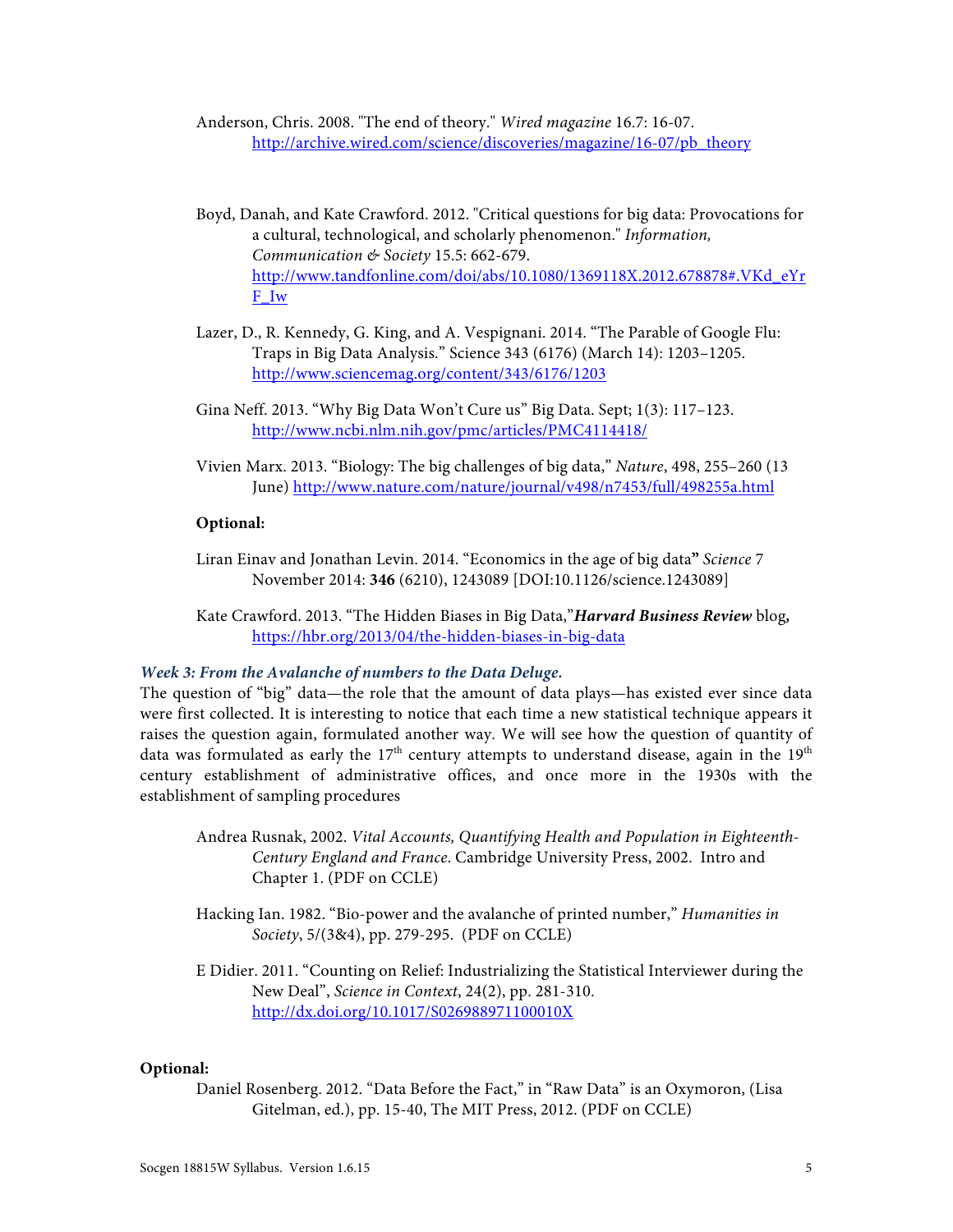Anderson, Chris. 2008. "The end of theory." *Wired magazine* 16.7: 16-07. http://archive.wired.com/science/discoveries/magazine/16-07/pb_theory

Boyd, Danah, and Kate Crawford. 2012. "Critical questions for big data: Provocations for a cultural, technological, and scholarly phenomenon." *Information, Communication & Society* 15.5: 662-679. http://www.tandfonline.com/doi/abs/10.1080/1369118X.2012.678878#.VKd_eYrF_Iw

Lazer, D., R. Kennedy, G. King, and A. Vespignani. 2014. "The Parable of Google Flu: Traps in Big Data Analysis." Science 343 (6176) (March 14): 1203–1205. http://www.sciencemag.org/content/343/6176/1203

Gina Neff. 2013. "Why Big Data Won't Cure us" Big Data. Sept; 1(3): 117–123. http://www.ncbi.nlm.nih.gov/pmc/articles/PMC4114418/

Vivien Marx. 2013. "Biology: The big challenges of big data," *Nature*, 498, 255–260 (13 June) http://www.nature.com/nature/journal/v498/n7453/full/498255a.html

**Optional:**

Liran Einav and Jonathan Levin. 2014. "Economics in the age of big data**"** *Science* 7 November 2014: **346** (6210), 1243089 [DOI:10.1126/science.1243089]

Kate Crawford. 2013. "The Hidden Biases in Big Data,"***Harvard Business Review*** blog**,** https://hbr.org/2013/04/the-hidden-biases-in-big-data

### *Week 3: From the Avalanche of numbers to the Data Deluge.*

The question of "big" data—the role that the amount of data plays—has existed ever since data were first collected. It is interesting to notice that each time a new statistical technique appears it raises the question again, formulated another way. We will see how the question of quantity of data was formulated as early the 17th century attempts to understand disease, again in the 19th century establishment of administrative offices, and once more in the 1930s with the establishment of sampling procedures

Andrea Rusnak, 2002. *Vital Accounts, Quantifying Health and Population in Eighteenth-Century England and France*. Cambridge University Press, 2002. Intro and Chapter 1. (PDF on CCLE)

Hacking Ian. 1982. "Bio-power and the avalanche of printed number," *Humanities in Society*, 5/(3&4), pp. 279-295. (PDF on CCLE)

E Didier. 2011. "Counting on Relief: Industrializing the Statistical Interviewer during the New Deal", *Science in Context*, 24(2), pp. 281-310. http://dx.doi.org/10.1017/S026988971100010X

**Optional:**

Daniel Rosenberg. 2012. "Data Before the Fact," in "Raw Data" is an Oxymoron, (Lisa Gitelman, ed.), pp. 15-40, The MIT Press, 2012. (PDF on CCLE)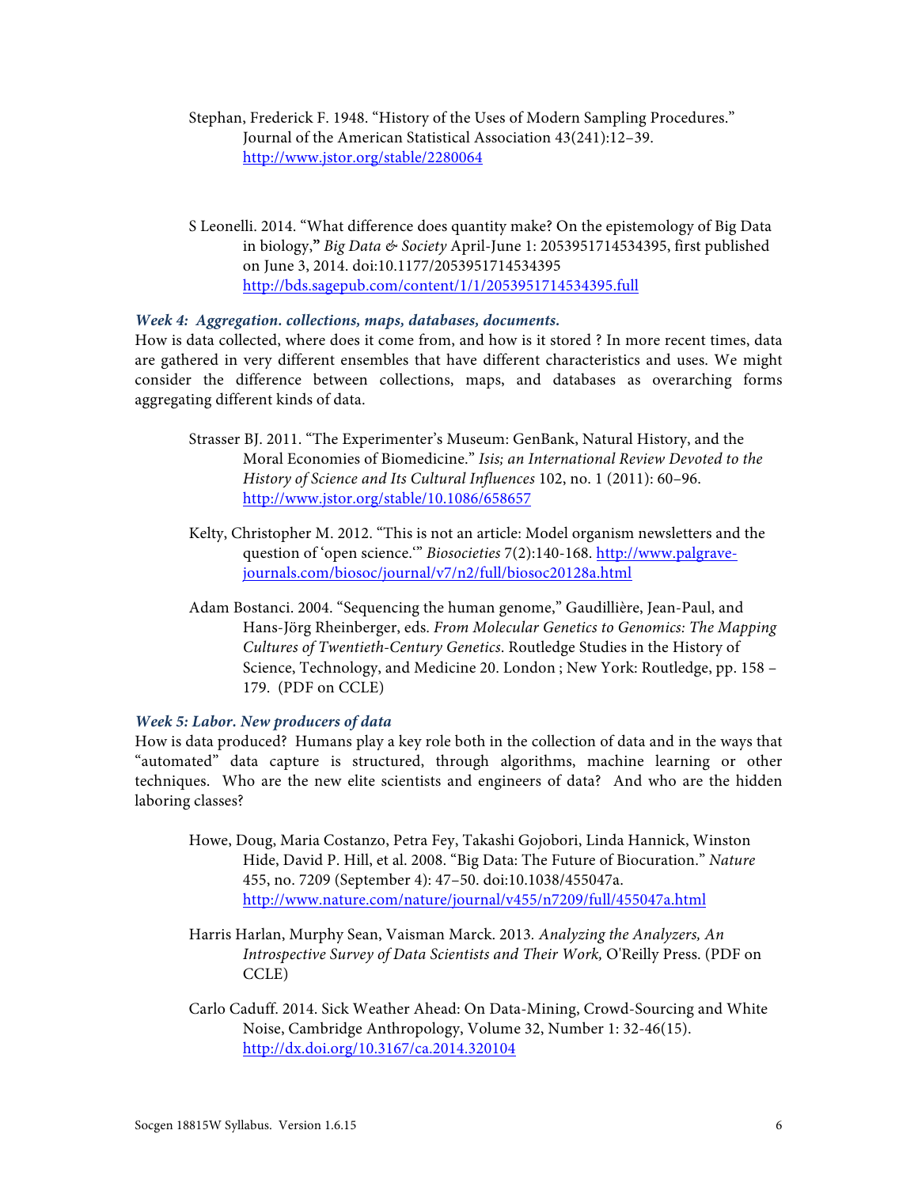Stephan, Frederick F. 1948. "History of the Uses of Modern Sampling Procedures." Journal of the American Statistical Association 43(241):12–39. http://www.jstor.org/stable/2280064

S Leonelli. 2014. "What difference does quantity make? On the epistemology of Big Data in biology," *Big Data & Society* April-June 1: 2053951714534395, first published on June 3, 2014. doi:10.1177/2053951714534395 http://bds.sagepub.com/content/1/1/2053951714534395.full

***Week 4: Aggregation. collections, maps, databases, documents.***

How is data collected, where does it come from, and how is it stored ? In more recent times, data are gathered in very different ensembles that have different characteristics and uses. We might consider the difference between collections, maps, and databases as overarching forms aggregating different kinds of data.

Strasser BJ. 2011. "The Experimenter's Museum: GenBank, Natural History, and the Moral Economies of Biomedicine." *Isis; an International Review Devoted to the History of Science and Its Cultural Influences* 102, no. 1 (2011): 60–96. http://www.jstor.org/stable/10.1086/658657

Kelty, Christopher M. 2012. "This is not an article: Model organism newsletters and the question of 'open science.'" *Biosocieties* 7(2):140-168. http://www.palgrave-journals.com/biosoc/journal/v7/n2/full/biosoc20128a.html

Adam Bostanci. 2004. "Sequencing the human genome," Gaudillière, Jean-Paul, and Hans-Jörg Rheinberger, eds. *From Molecular Genetics to Genomics: The Mapping Cultures of Twentieth-Century Genetics*. Routledge Studies in the History of Science, Technology, and Medicine 20. London ; New York: Routledge, pp. 158 – 179. (PDF on CCLE)

***Week 5: Labor. New producers of data***

How is data produced? Humans play a key role both in the collection of data and in the ways that "automated" data capture is structured, through algorithms, machine learning or other techniques. Who are the new elite scientists and engineers of data? And who are the hidden laboring classes?

Howe, Doug, Maria Costanzo, Petra Fey, Takashi Gojobori, Linda Hannick, Winston Hide, David P. Hill, et al. 2008. "Big Data: The Future of Biocuration." *Nature* 455, no. 7209 (September 4): 47–50. doi:10.1038/455047a. http://www.nature.com/nature/journal/v455/n7209/full/455047a.html

Harris Harlan, Murphy Sean, Vaisman Marck. 2013. *Analyzing the Analyzers, An Introspective Survey of Data Scientists and Their Work,* O'Reilly Press. (PDF on CCLE)

Carlo Caduff. 2014. Sick Weather Ahead: On Data-Mining, Crowd-Sourcing and White Noise, Cambridge Anthropology, Volume 32, Number 1: 32-46(15). http://dx.doi.org/10.3167/ca.2014.320104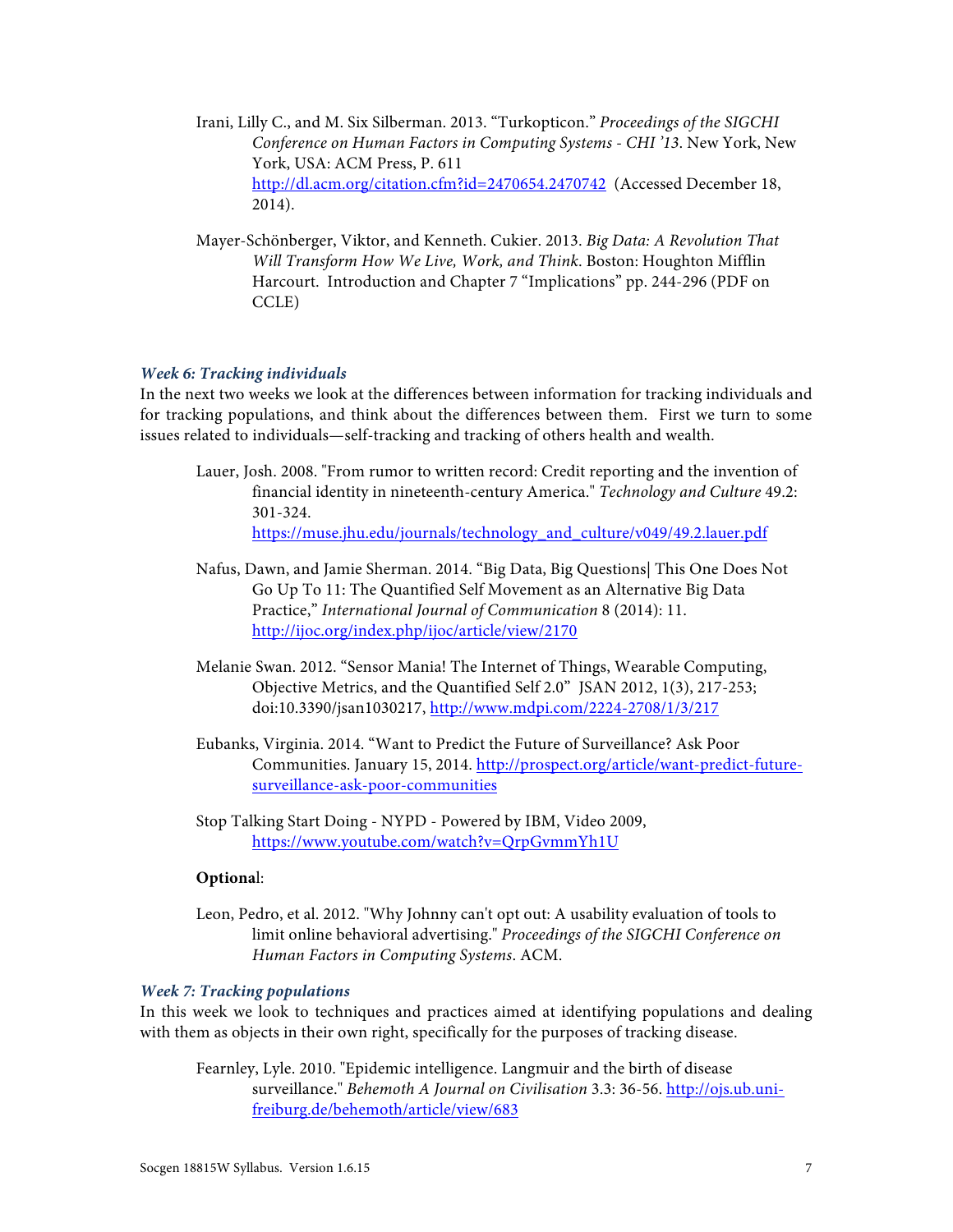Irani, Lilly C., and M. Six Silberman. 2013. "Turkopticon." *Proceedings of the SIGCHI Conference on Human Factors in Computing Systems - CHI '13*. New York, New York, USA: ACM Press, P. 611 http://dl.acm.org/citation.cfm?id=2470654.2470742 (Accessed December 18, 2014).

Mayer-Schönberger, Viktor, and Kenneth. Cukier. 2013. *Big Data: A Revolution That Will Transform How We Live, Work, and Think*. Boston: Houghton Mifflin Harcourt. Introduction and Chapter 7 "Implications" pp. 244-296 (PDF on CCLE)

### *Week 6: Tracking individuals*

In the next two weeks we look at the differences between information for tracking individuals and for tracking populations, and think about the differences between them. First we turn to some issues related to individuals—self-tracking and tracking of others health and wealth.

Lauer, Josh. 2008. "From rumor to written record: Credit reporting and the invention of financial identity in nineteenth-century America." *Technology and Culture* 49.2: 301-324. https://muse.jhu.edu/journals/technology_and_culture/v049/49.2.lauer.pdf

Nafus, Dawn, and Jamie Sherman. 2014. "Big Data, Big Questions| This One Does Not Go Up To 11: The Quantified Self Movement as an Alternative Big Data Practice," *International Journal of Communication* 8 (2014): 11. http://ijoc.org/index.php/ijoc/article/view/2170

Melanie Swan. 2012. "Sensor Mania! The Internet of Things, Wearable Computing, Objective Metrics, and the Quantified Self 2.0" JSAN 2012, 1(3), 217-253; doi:10.3390/jsan1030217, http://www.mdpi.com/2224-2708/1/3/217

Eubanks, Virginia. 2014. "Want to Predict the Future of Surveillance? Ask Poor Communities. January 15, 2014. http://prospect.org/article/want-predict-future-surveillance-ask-poor-communities

Stop Talking Start Doing - NYPD - Powered by IBM, Video 2009, https://www.youtube.com/watch?v=QrpGvmmYh1U

**Optional**:

Leon, Pedro, et al. 2012. "Why Johnny can't opt out: A usability evaluation of tools to limit online behavioral advertising." *Proceedings of the SIGCHI Conference on Human Factors in Computing Systems*. ACM.

### *Week 7: Tracking populations*

In this week we look to techniques and practices aimed at identifying populations and dealing with them as objects in their own right, specifically for the purposes of tracking disease.

Fearnley, Lyle. 2010. "Epidemic intelligence. Langmuir and the birth of disease surveillance." *Behemoth A Journal on Civilisation* 3.3: 36-56. http://ojs.ub.uni-freiburg.de/behemoth/article/view/683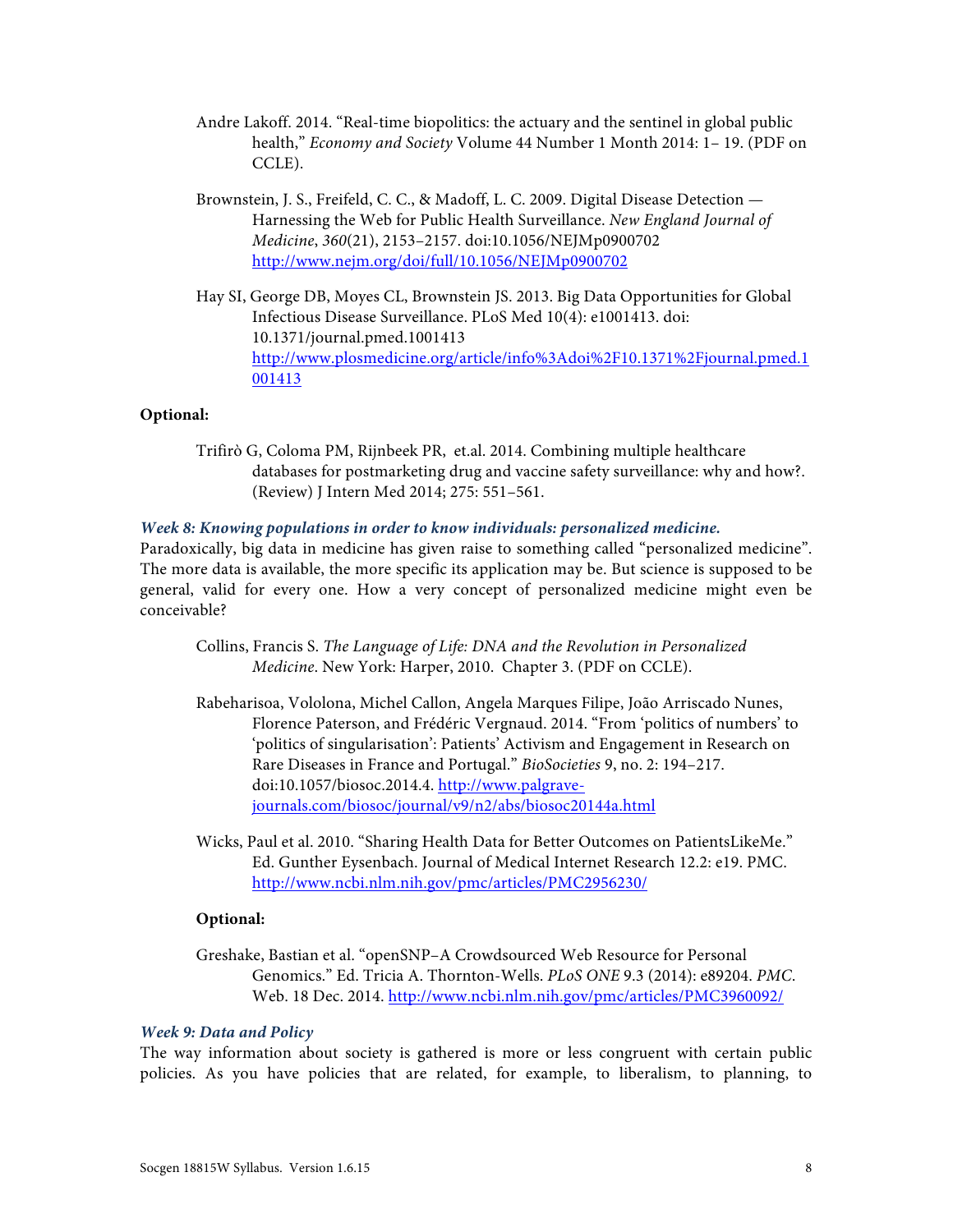Andre Lakoff. 2014. "Real-time biopolitics: the actuary and the sentinel in global public health," *Economy and Society* Volume 44 Number 1 Month 2014: 1– 19. (PDF on CCLE).

Brownstein, J. S., Freifeld, C. C., & Madoff, L. C. 2009. Digital Disease Detection — Harnessing the Web for Public Health Surveillance. *New England Journal of Medicine*, *360*(21), 2153–2157. doi:10.1056/NEJMp0900702 http://www.nejm.org/doi/full/10.1056/NEJMp0900702

Hay SI, George DB, Moyes CL, Brownstein JS. 2013. Big Data Opportunities for Global Infectious Disease Surveillance. PLoS Med 10(4): e1001413. doi: 10.1371/journal.pmed.1001413 http://www.plosmedicine.org/article/info%3Adoi%2F10.1371%2Fjournal.pmed.1001413

**Optional:**

Trifirò G, Coloma PM, Rijnbeek PR, et.al. 2014. Combining multiple healthcare databases for postmarketing drug and vaccine safety surveillance: why and how?. (Review) J Intern Med 2014; 275: 551–561.

### *Week 8: Knowing populations in order to know individuals: personalized medicine.*

Paradoxically, big data in medicine has given raise to something called "personalized medicine". The more data is available, the more specific its application may be. But science is supposed to be general, valid for every one. How a very concept of personalized medicine might even be conceivable?

Collins, Francis S. *The Language of Life: DNA and the Revolution in Personalized Medicine*. New York: Harper, 2010. Chapter 3. (PDF on CCLE).

Rabeharisoa, Vololona, Michel Callon, Angela Marques Filipe, João Arriscado Nunes, Florence Paterson, and Frédéric Vergnaud. 2014. "From 'politics of numbers' to 'politics of singularisation': Patients' Activism and Engagement in Research on Rare Diseases in France and Portugal." *BioSocieties* 9, no. 2: 194–217. doi:10.1057/biosoc.2014.4. http://www.palgrave-journals.com/biosoc/journal/v9/n2/abs/biosoc20144a.html

Wicks, Paul et al. 2010. "Sharing Health Data for Better Outcomes on PatientsLikeMe." Ed. Gunther Eysenbach. Journal of Medical Internet Research 12.2: e19. PMC. http://www.ncbi.nlm.nih.gov/pmc/articles/PMC2956230/

**Optional:**

Greshake, Bastian et al. "openSNP–A Crowdsourced Web Resource for Personal Genomics." Ed. Tricia A. Thornton-Wells. *PLoS ONE* 9.3 (2014): e89204. *PMC*. Web. 18 Dec. 2014. http://www.ncbi.nlm.nih.gov/pmc/articles/PMC3960092/

### *Week 9: Data and Policy*

The way information about society is gathered is more or less congruent with certain public policies. As you have policies that are related, for example, to liberalism, to planning, to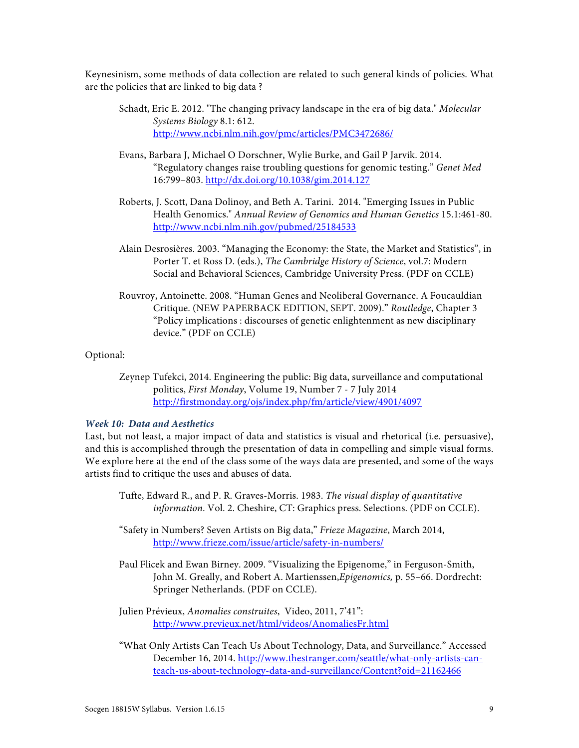Keynesinism, some methods of data collection are related to such general kinds of policies. What are the policies that are linked to big data ?

Schadt, Eric E. 2012. "The changing privacy landscape in the era of big data." *Molecular Systems Biology* 8.1: 612. http://www.ncbi.nlm.nih.gov/pmc/articles/PMC3472686/

Evans, Barbara J, Michael O Dorschner, Wylie Burke, and Gail P Jarvik. 2014. "Regulatory changes raise troubling questions for genomic testing." *Genet Med* 16:799–803. http://dx.doi.org/10.1038/gim.2014.127

Roberts, J. Scott, Dana Dolinoy, and Beth A. Tarini. 2014. "Emerging Issues in Public Health Genomics." *Annual Review of Genomics and Human Genetics* 15.1:461-80. http://www.ncbi.nlm.nih.gov/pubmed/25184533

Alain Desrosières. 2003. "Managing the Economy: the State, the Market and Statistics", in Porter T. et Ross D. (eds.), *The Cambridge History of Science*, vol.7: Modern Social and Behavioral Sciences, Cambridge University Press. (PDF on CCLE)

Rouvroy, Antoinette. 2008. "Human Genes and Neoliberal Governance. A Foucauldian Critique. (NEW PAPERBACK EDITION, SEPT. 2009)." *Routledge*, Chapter 3 "Policy implications : discourses of genetic enlightenment as new disciplinary device." (PDF on CCLE)

Optional:

Zeynep Tufekci, 2014. Engineering the public: Big data, surveillance and computational politics, *First Monday*, Volume 19, Number 7 - 7 July 2014 http://firstmonday.org/ojs/index.php/fm/article/view/4901/4097

### *Week 10: Data and Aesthetics*

Last, but not least, a major impact of data and statistics is visual and rhetorical (i.e. persuasive), and this is accomplished through the presentation of data in compelling and simple visual forms. We explore here at the end of the class some of the ways data are presented, and some of the ways artists find to critique the uses and abuses of data.

Tufte, Edward R., and P. R. Graves-Morris. 1983. *The visual display of quantitative information*. Vol. 2. Cheshire, CT: Graphics press. Selections. (PDF on CCLE).

"Safety in Numbers? Seven Artists on Big data," *Frieze Magazine*, March 2014, http://www.frieze.com/issue/article/safety-in-numbers/

Paul Flicek and Ewan Birney. 2009. "Visualizing the Epigenome," in Ferguson-Smith, John M. Greally, and Robert A. Martienssen,*Epigenomics,* p. 55–66. Dordrecht: Springer Netherlands. (PDF on CCLE).

Julien Prévieux, *Anomalies construites*, Video, 2011, 7'41": http://www.previeux.net/html/videos/AnomaliesFr.html

"What Only Artists Can Teach Us About Technology, Data, and Surveillance." Accessed December 16, 2014. http://www.thestranger.com/seattle/what-only-artists-can-teach-us-about-technology-data-and-surveillance/Content?oid=21162466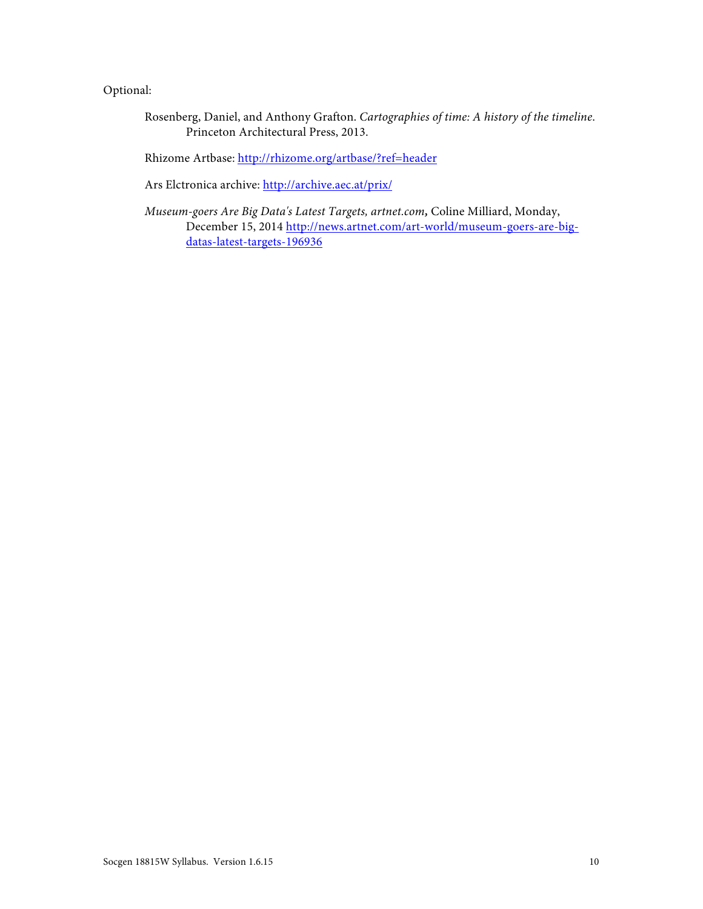Optional:

Rosenberg, Daniel, and Anthony Grafton. *Cartographies of time: A history of the timeline*. Princeton Architectural Press, 2013.

Rhizome Artbase: http://rhizome.org/artbase/?ref=header

Ars Elctronica archive: http://archive.aec.at/prix/

*Museum-goers Are Big Data's Latest Targets, artnet.com,* Coline Milliard, Monday, December 15, 2014 http://news.artnet.com/art-world/museum-goers-are-big-datas-latest-targets-196936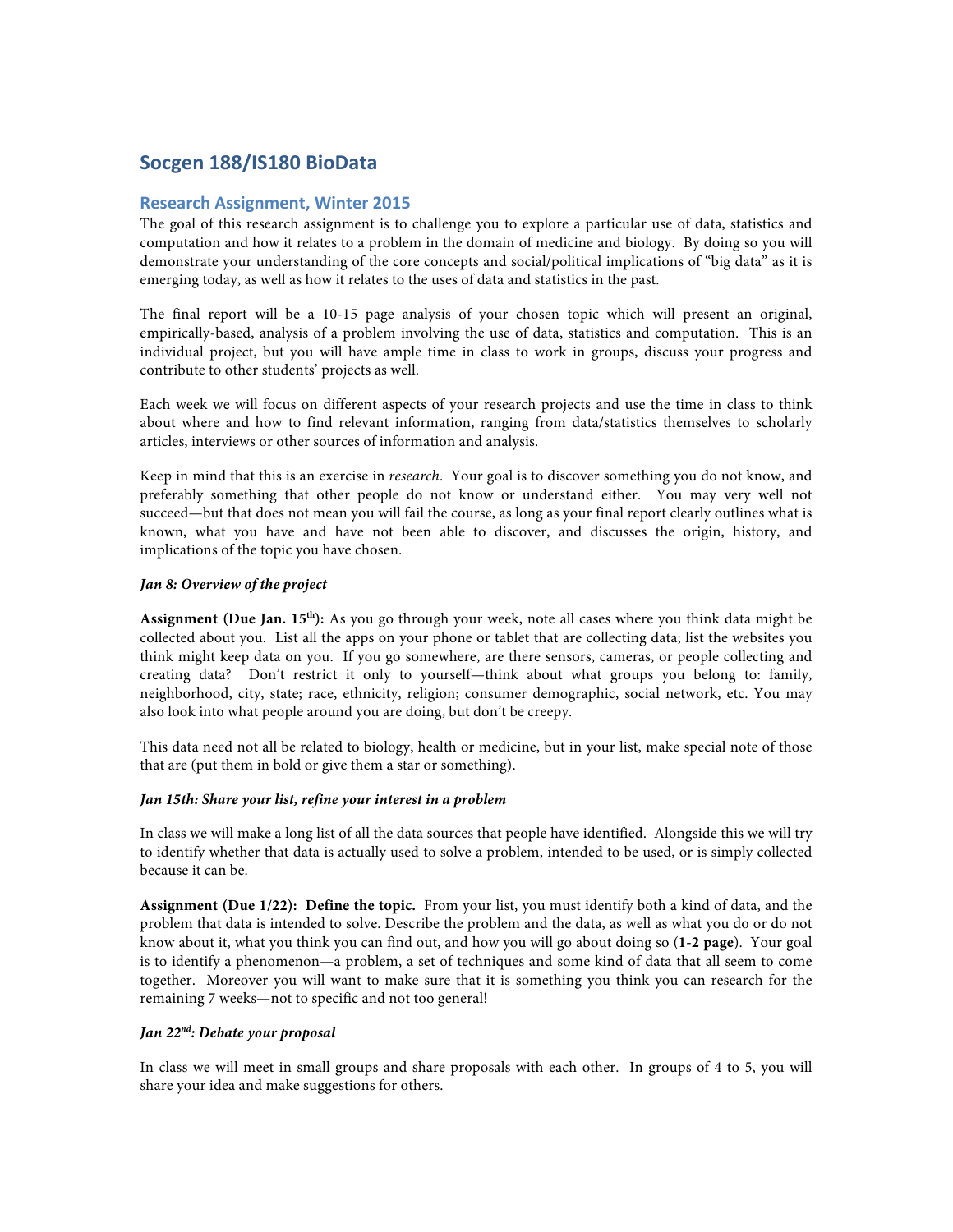# Socgen 188/IS180 BioData

## Research Assignment, Winter 2015

The goal of this research assignment is to challenge you to explore a particular use of data, statistics and computation and how it relates to a problem in the domain of medicine and biology. By doing so you will demonstrate your understanding of the core concepts and social/political implications of "big data" as it is emerging today, as well as how it relates to the uses of data and statistics in the past.

The final report will be a 10-15 page analysis of your chosen topic which will present an original, empirically-based, analysis of a problem involving the use of data, statistics and computation. This is an individual project, but you will have ample time in class to work in groups, discuss your progress and contribute to other students' projects as well.

Each week we will focus on different aspects of your research projects and use the time in class to think about where and how to find relevant information, ranging from data/statistics themselves to scholarly articles, interviews or other sources of information and analysis.

Keep in mind that this is an exercise in *research*. Your goal is to discover something you do not know, and preferably something that other people do not know or understand either. You may very well not succeed—but that does not mean you will fail the course, as long as your final report clearly outlines what is known, what you have and have not been able to discover, and discusses the origin, history, and implications of the topic you have chosen.

***Jan 8: Overview of the project***

**Assignment (Due Jan. 15th):** As you go through your week, note all cases where you think data might be collected about you. List all the apps on your phone or tablet that are collecting data; list the websites you think might keep data on you. If you go somewhere, are there sensors, cameras, or people collecting and creating data? Don't restrict it only to yourself—think about what groups you belong to: family, neighborhood, city, state; race, ethnicity, religion; consumer demographic, social network, etc. You may also look into what people around you are doing, but don't be creepy.

This data need not all be related to biology, health or medicine, but in your list, make special note of those that are (put them in bold or give them a star or something).

***Jan 15th: Share your list, refine your interest in a problem***

In class we will make a long list of all the data sources that people have identified. Alongside this we will try to identify whether that data is actually used to solve a problem, intended to be used, or is simply collected because it can be.

**Assignment (Due 1/22): Define the topic.** From your list, you must identify both a kind of data, and the problem that data is intended to solve. Describe the problem and the data, as well as what you do or do not know about it, what you think you can find out, and how you will go about doing so (**1-2 page**). Your goal is to identify a phenomenon—a problem, a set of techniques and some kind of data that all seem to come together. Moreover you will want to make sure that it is something you think you can research for the remaining 7 weeks—not to specific and not too general!

***Jan 22nd: Debate your proposal***

In class we will meet in small groups and share proposals with each other. In groups of 4 to 5, you will share your idea and make suggestions for others.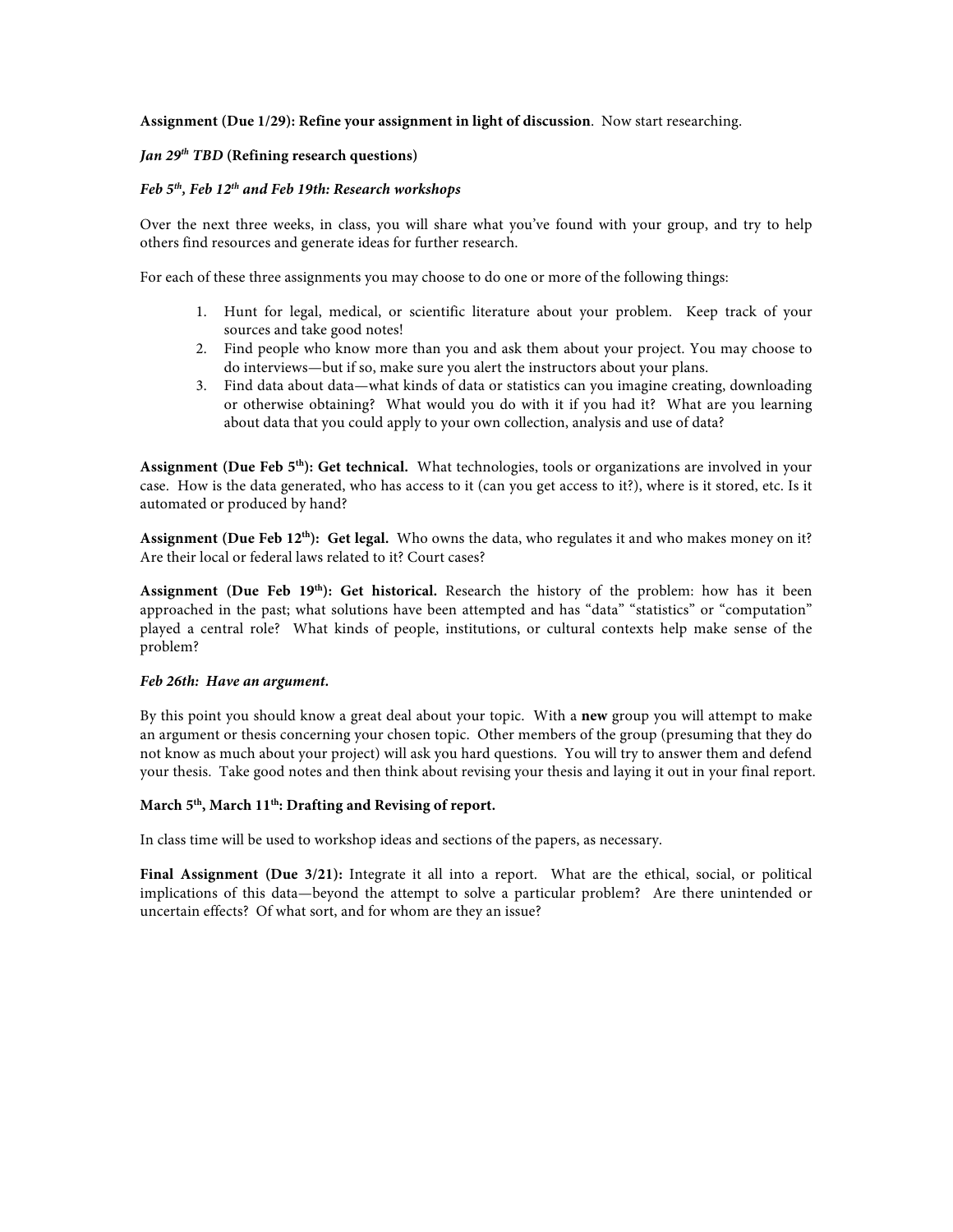**Assignment (Due 1/29): Refine your assignment in light of discussion**. Now start researching.

***Jan 29th TBD* (Refining research questions)**

***Feb 5th, Feb 12th and Feb 19th: Research workshops***

Over the next three weeks, in class, you will share what you've found with your group, and try to help others find resources and generate ideas for further research.

For each of these three assignments you may choose to do one or more of the following things:

1. Hunt for legal, medical, or scientific literature about your problem. Keep track of your sources and take good notes!
2. Find people who know more than you and ask them about your project. You may choose to do interviews—but if so, make sure you alert the instructors about your plans.
3. Find data about data—what kinds of data or statistics can you imagine creating, downloading or otherwise obtaining? What would you do with it if you had it? What are you learning about data that you could apply to your own collection, analysis and use of data?

**Assignment (Due Feb 5th): Get technical.** What technologies, tools or organizations are involved in your case. How is the data generated, who has access to it (can you get access to it?), where is it stored, etc. Is it automated or produced by hand?

**Assignment (Due Feb 12th): Get legal.** Who owns the data, who regulates it and who makes money on it? Are their local or federal laws related to it? Court cases?

**Assignment (Due Feb 19th): Get historical.** Research the history of the problem: how has it been approached in the past; what solutions have been attempted and has "data" "statistics" or "computation" played a central role? What kinds of people, institutions, or cultural contexts help make sense of the problem?

***Feb 26th: Have an argument.***

By this point you should know a great deal about your topic. With a **new** group you will attempt to make an argument or thesis concerning your chosen topic. Other members of the group (presuming that they do not know as much about your project) will ask you hard questions. You will try to answer them and defend your thesis. Take good notes and then think about revising your thesis and laying it out in your final report.

**March 5th, March 11th: Drafting and Revising of report.**

In class time will be used to workshop ideas and sections of the papers, as necessary.

**Final Assignment (Due 3/21):** Integrate it all into a report. What are the ethical, social, or political implications of this data—beyond the attempt to solve a particular problem? Are there unintended or uncertain effects? Of what sort, and for whom are they an issue?